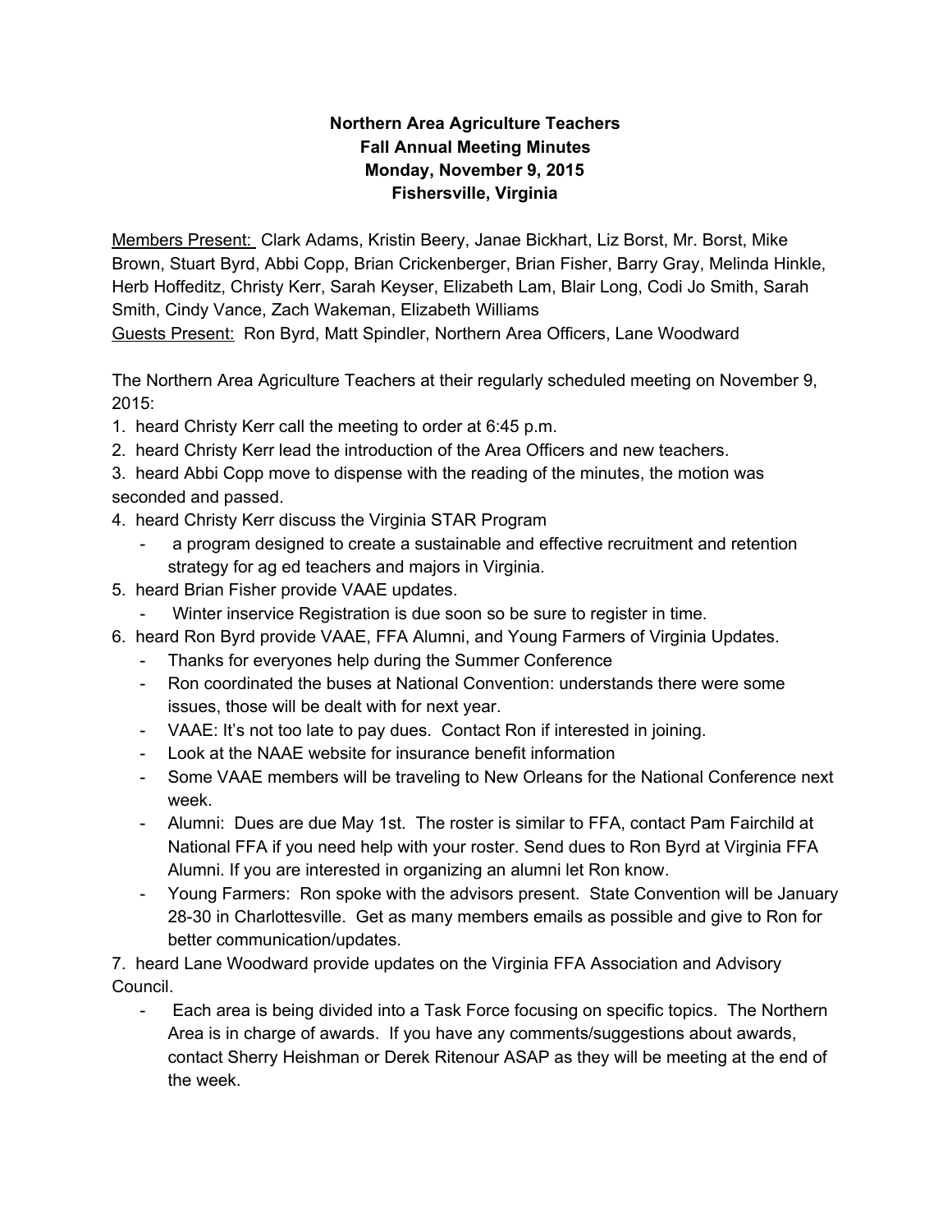**Northern Area Agriculture Teachers**
**Fall Annual Meeting Minutes**
**Monday, November 9, 2015**
**Fishersville, Virginia**

<u>Members Present:</u> Clark Adams, Kristin Beery, Janae Bickhart, Liz Borst, Mr. Borst, Mike Brown, Stuart Byrd, Abbi Copp, Brian Crickenberger, Brian Fisher, Barry Gray, Melinda Hinkle, Herb Hoffeditz, Christy Kerr, Sarah Keyser, Elizabeth Lam, Blair Long, Codi Jo Smith, Sarah Smith, Cindy Vance, Zach Wakeman, Elizabeth Williams
<u>Guests Present:</u> Ron Byrd, Matt Spindler, Northern Area Officers, Lane Woodward

The Northern Area Agriculture Teachers at their regularly scheduled meeting on November 9, 2015:

1. heard Christy Kerr call the meeting to order at 6:45 p.m.
2. heard Christy Kerr lead the introduction of the Area Officers and new teachers.
3. heard Abbi Copp move to dispense with the reading of the minutes, the motion was seconded and passed.
4. heard Christy Kerr discuss the Virginia STAR Program
   - a program designed to create a sustainable and effective recruitment and retention strategy for ag ed teachers and majors in Virginia.
5. heard Brian Fisher provide VAAE updates.
   - Winter inservice Registration is due soon so be sure to register in time.
6. heard Ron Byrd provide VAAE, FFA Alumni, and Young Farmers of Virginia Updates.
   - Thanks for everyones help during the Summer Conference
   - Ron coordinated the buses at National Convention: understands there were some issues, those will be dealt with for next year.
   - VAAE: It's not too late to pay dues. Contact Ron if interested in joining.
   - Look at the NAAE website for insurance benefit information
   - Some VAAE members will be traveling to New Orleans for the National Conference next week.
   - Alumni: Dues are due May 1st. The roster is similar to FFA, contact Pam Fairchild at National FFA if you need help with your roster. Send dues to Ron Byrd at Virginia FFA Alumni. If you are interested in organizing an alumni let Ron know.
   - Young Farmers: Ron spoke with the advisors present. State Convention will be January 28-30 in Charlottesville. Get as many members emails as possible and give to Ron for better communication/updates.
7. heard Lane Woodward provide updates on the Virginia FFA Association and Advisory Council.
   - Each area is being divided into a Task Force focusing on specific topics. The Northern Area is in charge of awards. If you have any comments/suggestions about awards, contact Sherry Heishman or Derek Ritenour ASAP as they will be meeting at the end of the week.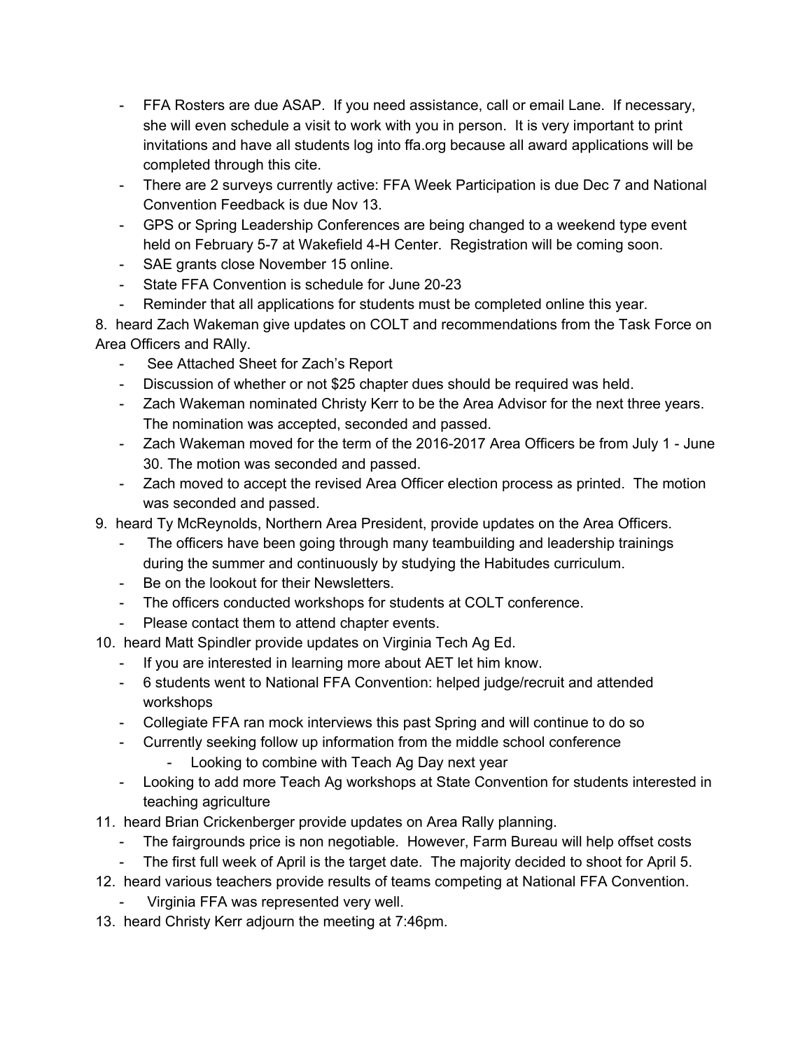- FFA Rosters are due ASAP. If you need assistance, call or email Lane. If necessary, she will even schedule a visit to work with you in person. It is very important to print invitations and have all students log into ffa.org because all award applications will be completed through this cite.
- There are 2 surveys currently active: FFA Week Participation is due Dec 7 and National Convention Feedback is due Nov 13.
- GPS or Spring Leadership Conferences are being changed to a weekend type event held on February 5-7 at Wakefield 4-H Center. Registration will be coming soon.
- SAE grants close November 15 online.
- State FFA Convention is schedule for June 20-23
- Reminder that all applications for students must be completed online this year.

8. heard Zach Wakeman give updates on COLT and recommendations from the Task Force on Area Officers and RAlly.
   - See Attached Sheet for Zach's Report
   - Discussion of whether or not $25 chapter dues should be required was held.
   - Zach Wakeman nominated Christy Kerr to be the Area Advisor for the next three years. The nomination was accepted, seconded and passed.
   - Zach Wakeman moved for the term of the 2016-2017 Area Officers be from July 1 - June 30. The motion was seconded and passed.
   - Zach moved to accept the revised Area Officer election process as printed. The motion was seconded and passed.
9. heard Ty McReynolds, Northern Area President, provide updates on the Area Officers.
   - The officers have been going through many teambuilding and leadership trainings during the summer and continuously by studying the Habitudes curriculum.
   - Be on the lookout for their Newsletters.
   - The officers conducted workshops for students at COLT conference.
   - Please contact them to attend chapter events.
10. heard Matt Spindler provide updates on Virginia Tech Ag Ed.
    - If you are interested in learning more about AET let him know.
    - 6 students went to National FFA Convention: helped judge/recruit and attended workshops
    - Collegiate FFA ran mock interviews this past Spring and will continue to do so
    - Currently seeking follow up information from the middle school conference
      - Looking to combine with Teach Ag Day next year
    - Looking to add more Teach Ag workshops at State Convention for students interested in teaching agriculture
11. heard Brian Crickenberger provide updates on Area Rally planning.
    - The fairgrounds price is non negotiable. However, Farm Bureau will help offset costs
    - The first full week of April is the target date. The majority decided to shoot for April 5.
12. heard various teachers provide results of teams competing at National FFA Convention.
    - Virginia FFA was represented very well.
13. heard Christy Kerr adjourn the meeting at 7:46pm.